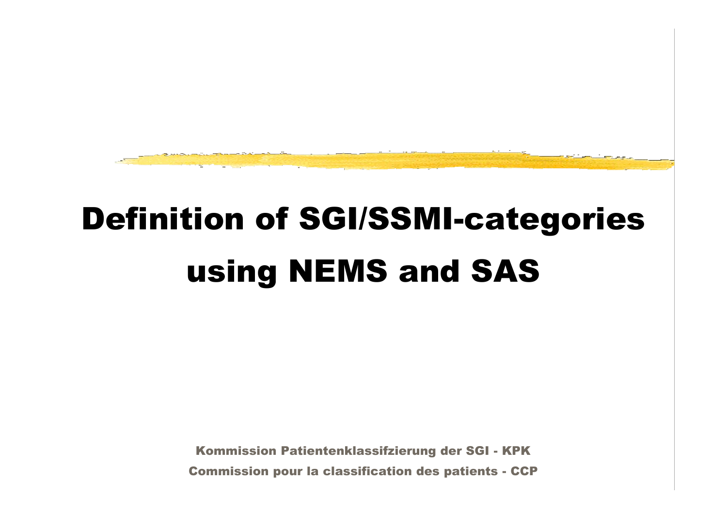# Definition of SGI/SSMI-categories using NEMS and SAS

Kommission Patientenklassifzierung der SGI - KPK

Commission pour la classification des patients - CCP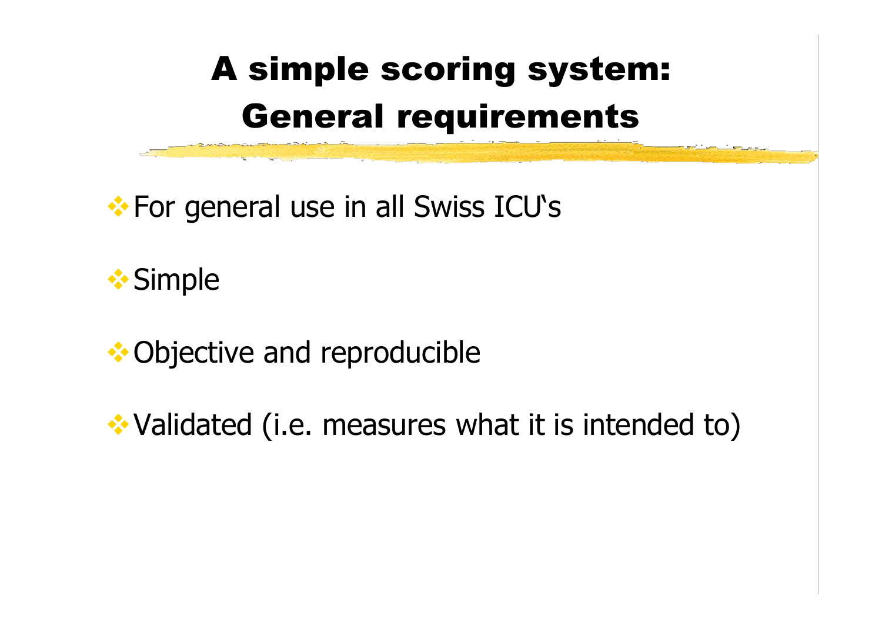# A simple scoring system: General requirements

- For general use in all Swiss ICU's
- Simple
- Objective and reproducible
- Validated (i.e. measures what it is intended to)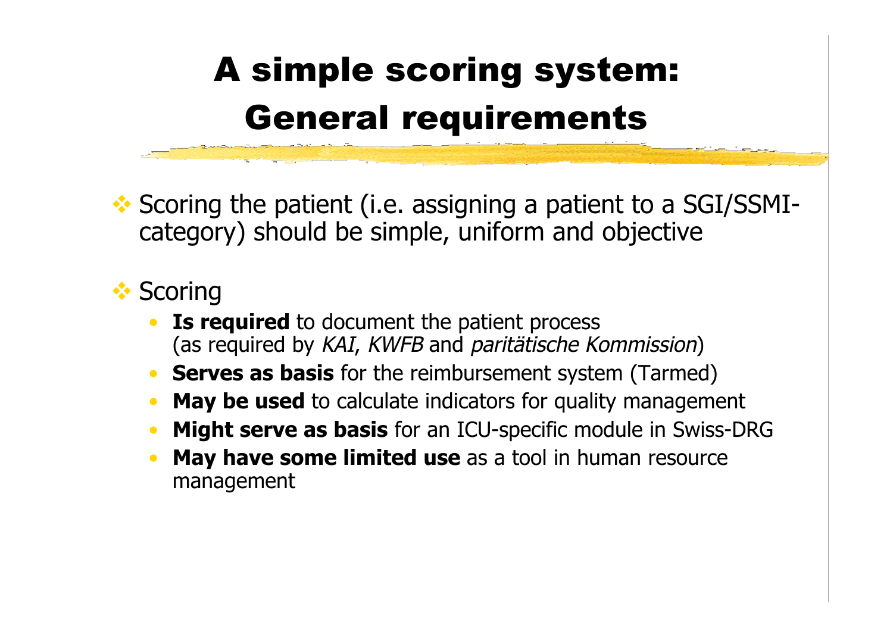# A simple scoring system: General requirements

- Scoring the patient (i.e. assigning a patient to a SGI/SSMI-category) should be simple, uniform and objective

- Scoring
  - **Is required** to document the patient process (as required by *KAI*, *KWFB* and *paritätische Kommission*)
  - **Serves as basis** for the reimbursement system (Tarmed)
  - **May be used** to calculate indicators for quality management
  - **Might serve as basis** for an ICU-specific module in Swiss-DRG
  - **May have some limited use** as a tool in human resource management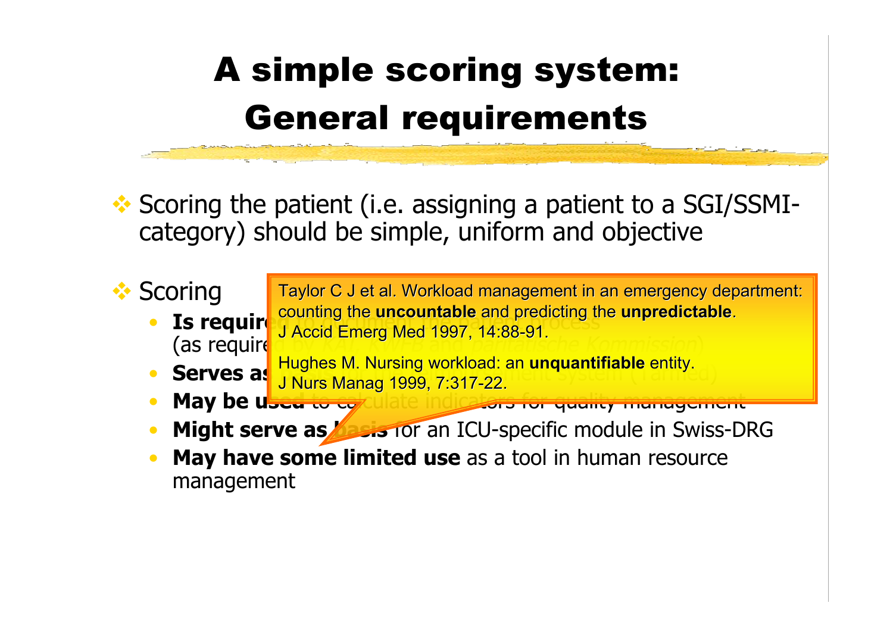# A simple scoring system: General requirements

- Scoring the patient (i.e. assigning a patient to a SGI/SSMI-category) should be simple, uniform and objective

- Scoring
  - **Is required** to document the patient process (as required by *KAT, KVFB* and *paritätische Kommission*)
  - **Serves as** ... management system (Tarmed)
  - **May be used** to calculate indicators for quality management
  - **Might serve as basis** for an ICU-specific module in Swiss-DRG
  - **May have some limited use** as a tool in human resource management

> Taylor C J et al. Workload management in an emergency department: counting the **uncountable** and predicting the **unpredictable**. J Accid Emerg Med 1997, 14:88-91.
>
> Hughes M. Nursing workload: an **unquantifiable** entity. J Nurs Manag 1999, 7:317-22.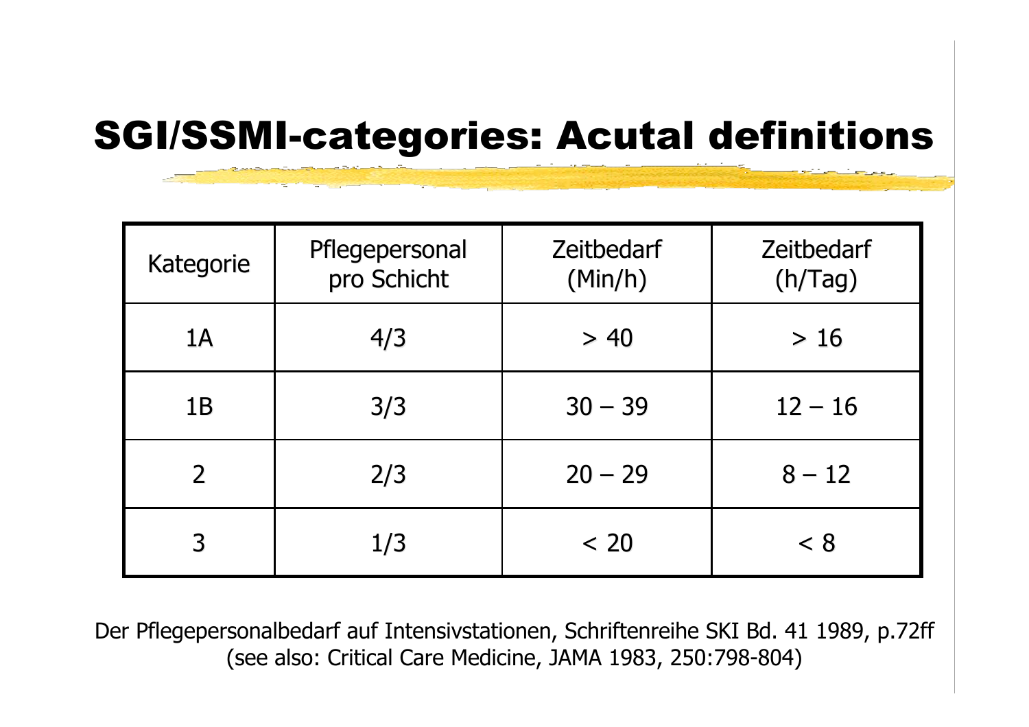# SGI/SSMI-categories: Acutal definitions

| Kategorie | Pflegepersonal pro Schicht | Zeitbedarf (Min/h) | Zeitbedarf (h/Tag) |
|---|---|---|---|
| 1A | 4/3 | > 40 | > 16 |
| 1B | 3/3 | 30 – 39 | 12 – 16 |
| 2 | 2/3 | 20 – 29 | 8 – 12 |
| 3 | 1/3 | < 20 | < 8 |

Der Pflegepersonalbedarf auf Intensivstationen, Schriftenreihe SKI Bd. 41 1989, p.72ff
(see also: Critical Care Medicine, JAMA 1983, 250:798-804)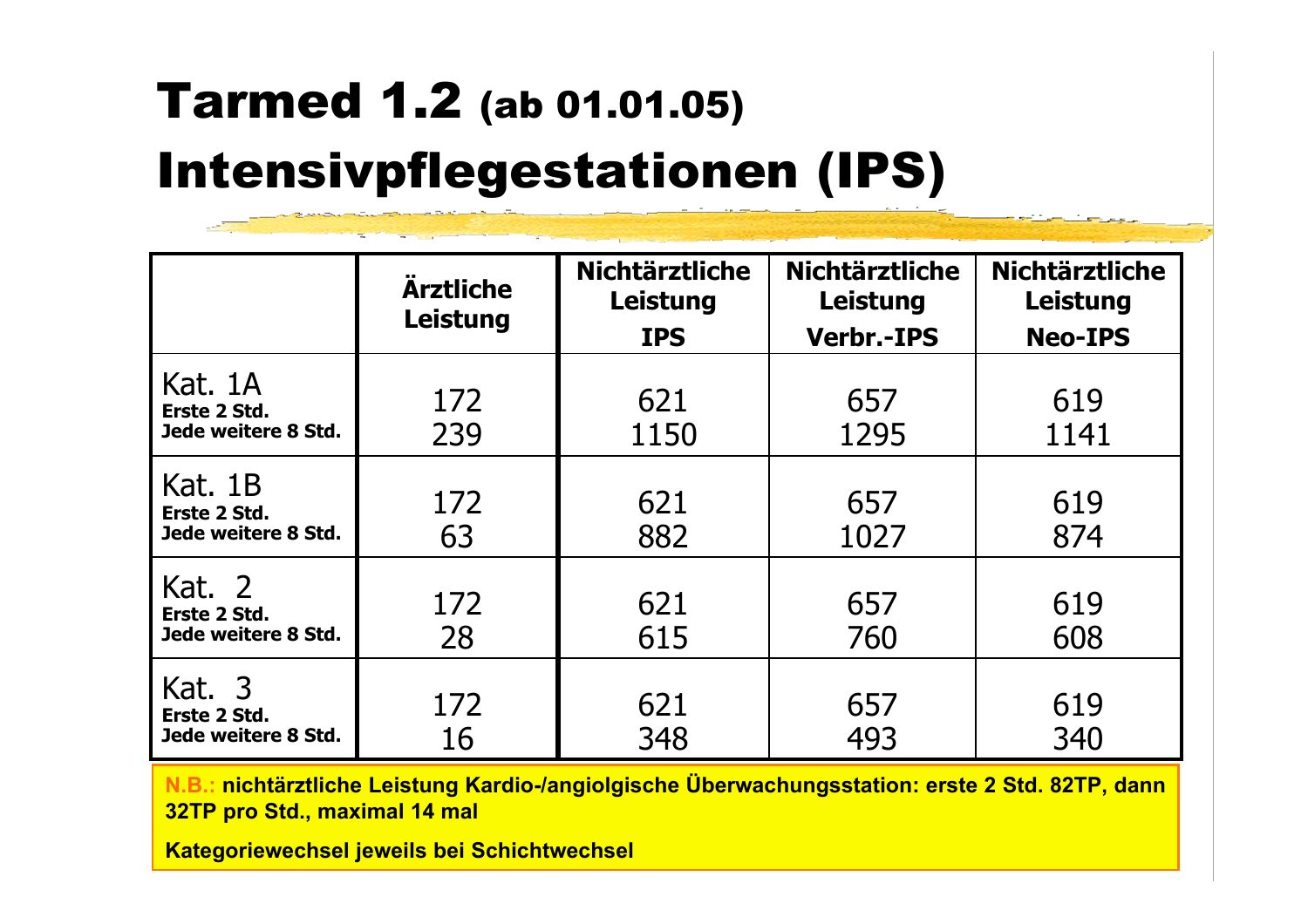# Tarmed 1.2 (ab 01.01.05)
# Intensivpflegestationen (IPS)

| | Ärztliche Leistung | Nichtärztliche Leistung IPS | Nichtärztliche Leistung Verbr.-IPS | Nichtärztliche Leistung Neo-IPS |
|---|---|---|---|---|
| Kat. 1A<br>**Erste 2 Std.**<br>**Jede weitere 8 Std.** | 172<br>239 | 621<br>1150 | 657<br>1295 | 619<br>1141 |
| Kat. 1B<br>**Erste 2 Std.**<br>**Jede weitere 8 Std.** | 172<br>63 | 621<br>882 | 657<br>1027 | 619<br>874 |
| Kat. 2<br>**Erste 2 Std.**<br>**Jede weitere 8 Std.** | 172<br>28 | 621<br>615 | 657<br>760 | 619<br>608 |
| Kat. 3<br>**Erste 2 Std.**<br>**Jede weitere 8 Std.** | 172<br>16 | 621<br>348 | 657<br>493 | 619<br>340 |

**N.B.: nichtärztliche Leistung Kardio-/angiolgische Überwachungsstation: erste 2 Std. 82TP, dann 32TP pro Std., maximal 14 mal**

**Kategoriewechsel jeweils bei Schichtwechsel**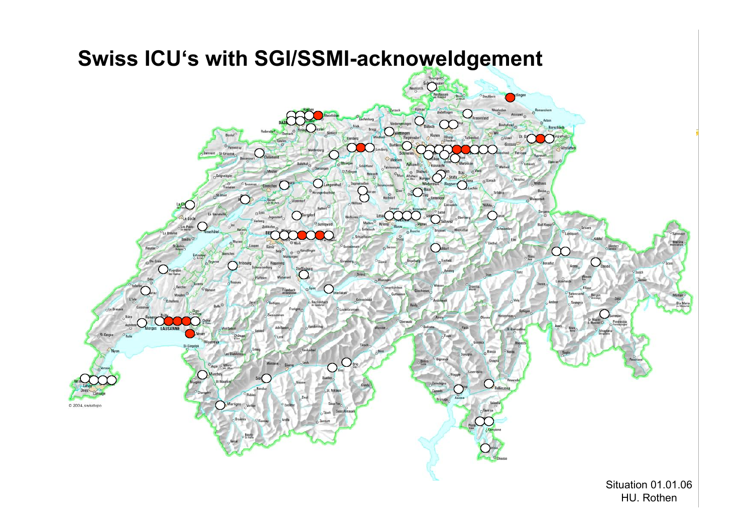# Swiss ICU's with SGI/SSMI-acknoweldgement

Situation 01.01.06
HU. Rothen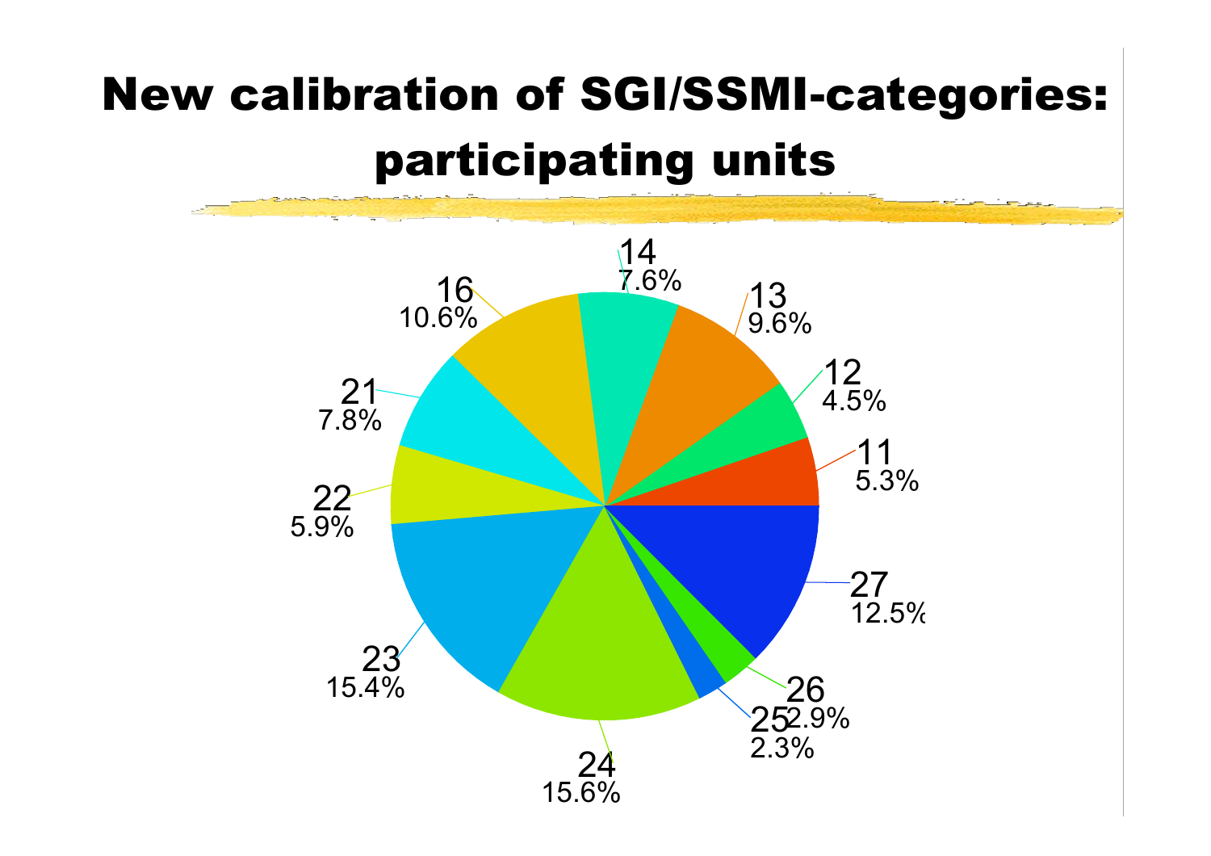# New calibration of SGI/SSMI-categories: participating units

| Unit | Share |
|---|---|
| 11 | 5.3% |
| 12 | 4.5% |
| 13 | 9.6% |
| 14 | 7.6% |
| 16 | 10.6% |
| 21 | 7.8% |
| 22 | 5.9% |
| 23 | 15.4% |
| 24 | 15.6% |
| 25 | 2.3% |
| 26 | 2.9% |
| 27 | 12.5% |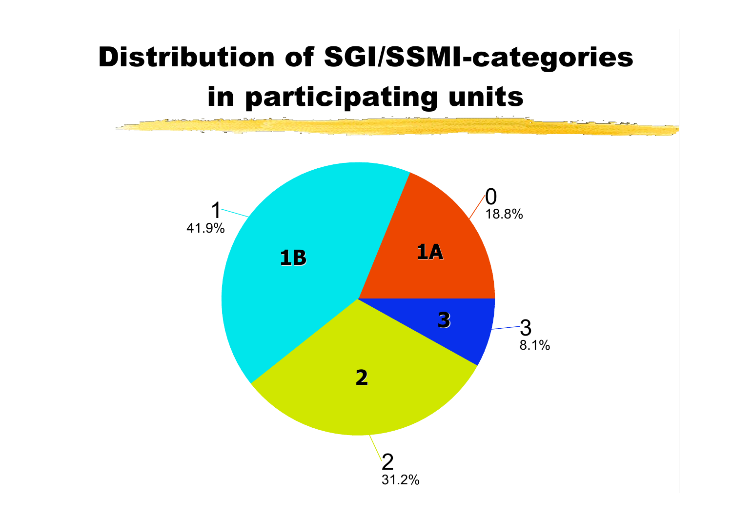# Distribution of SGI/SSMI-categories in participating units

| Category | Label | Percentage |
|---|---|---|
| 0 | 1A | 18.8% |
| 1 | 1B | 41.9% |
| 2 | 2 | 31.2% |
| 3 | 3 | 8.1% |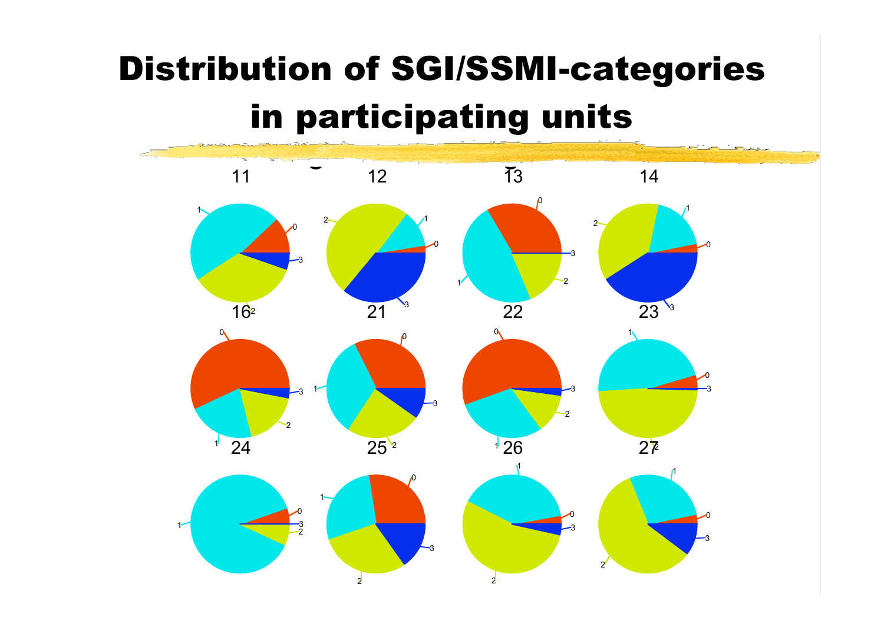# Distribution of SGI/SSMI-categories in participating units

11 12 13 14

16 21 22 23

24 25 26 27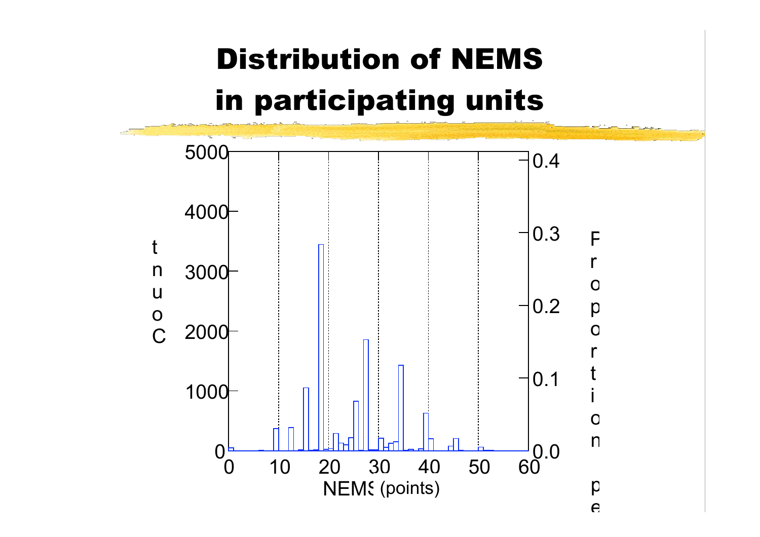# Distribution of NEMS in participating units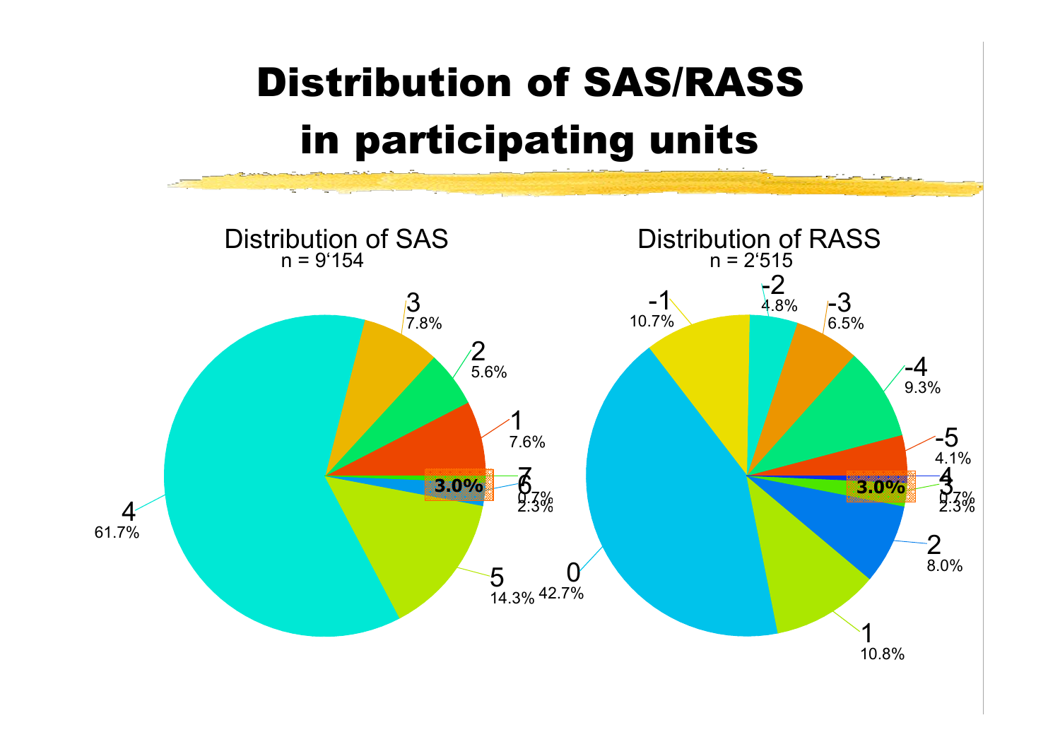# Distribution of SAS/RASS in participating units

Distribution of SAS
n = 9'154

| SAS | % |
|---|---|
| 1 | 7.6% |
| 2 | 5.6% |
| 3 | 7.8% |
| 4 | 61.7% |
| 5 | 14.3% |
| 6 | 2.3% |
| 7 | 0.7% |

3.0%

Distribution of RASS
n = 2'515

| RASS | % |
|---|---|
| -5 | 4.1% |
| -4 | 9.3% |
| -3 | 6.5% |
| -2 | 4.8% |
| -1 | 10.7% |
| 0 | 42.7% |
| 1 | 10.8% |
| 2 | 8.0% |
| 3 | 2.3% |
| 4 | 0.7% |

3.0%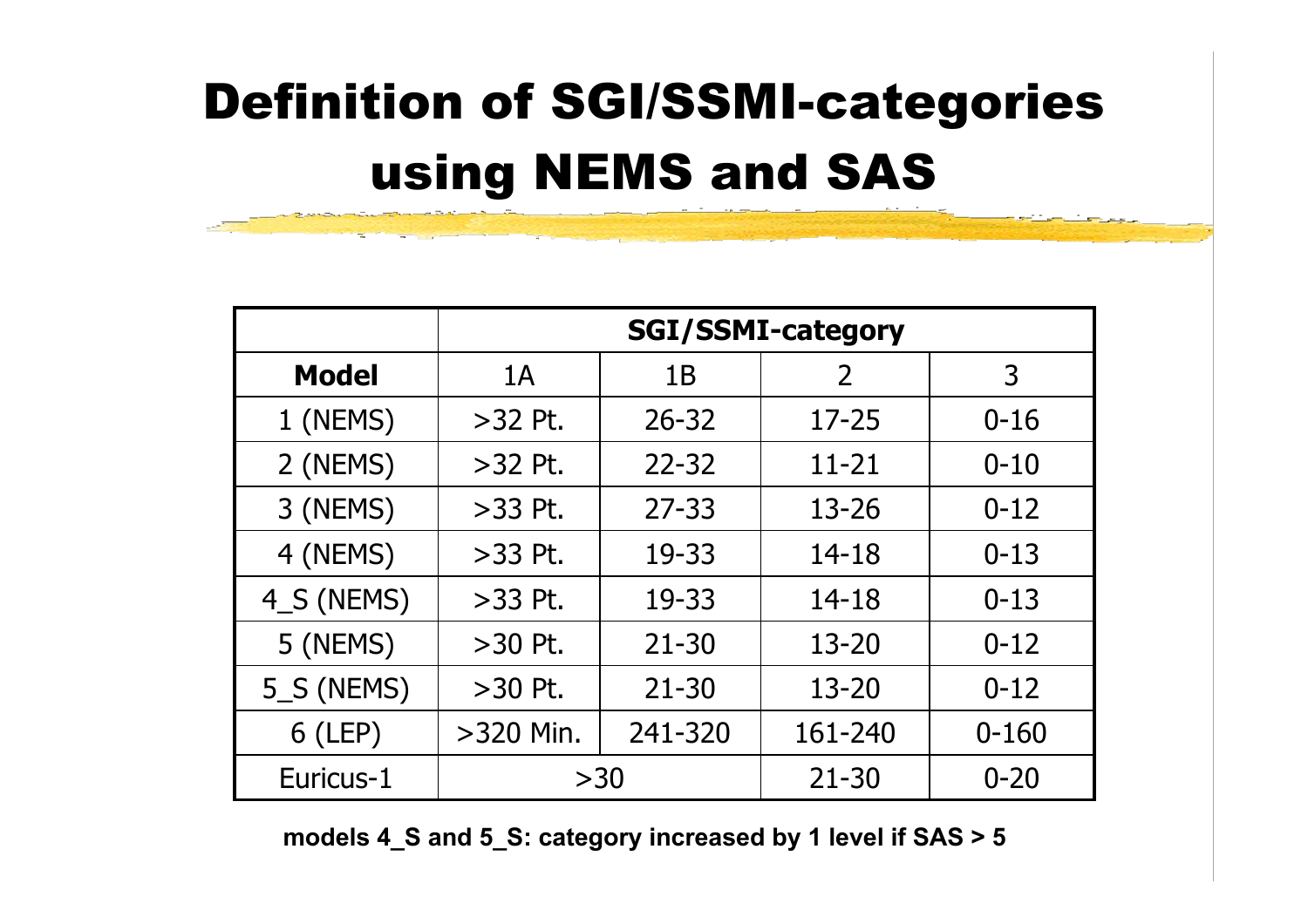# Definition of SGI/SSMI-categories using NEMS and SAS

| | SGI/SSMI-category | | | |
|---|---|---|---|---|
| **Model** | 1A | 1B | 2 | 3 |
| 1 (NEMS) | >32 Pt. | 26-32 | 17-25 | 0-16 |
| 2 (NEMS) | >32 Pt. | 22-32 | 11-21 | 0-10 |
| 3 (NEMS) | >33 Pt. | 27-33 | 13-26 | 0-12 |
| 4 (NEMS) | >33 Pt. | 19-33 | 14-18 | 0-13 |
| 4_S (NEMS) | >33 Pt. | 19-33 | 14-18 | 0-13 |
| 5 (NEMS) | >30 Pt. | 21-30 | 13-20 | 0-12 |
| 5_S (NEMS) | >30 Pt. | 21-30 | 13-20 | 0-12 |
| 6 (LEP) | >320 Min. | 241-320 | 161-240 | 0-160 |
| Euricus-1 | >30 | | 21-30 | 0-20 |

**models 4_S and 5_S: category increased by 1 level if SAS > 5**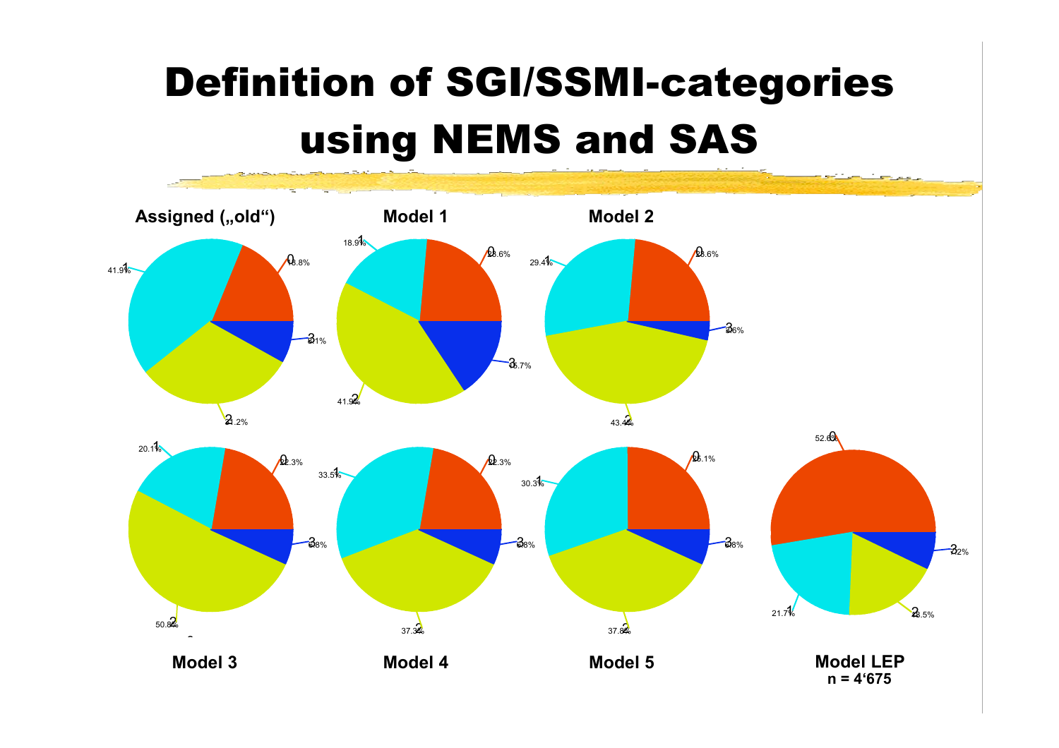# Definition of SGI/SSMI-categories using NEMS and SAS

**Assigned („old“)**

- 0: 18.8%
- 1: 41.9%
- 2: 31.2%
- 3: 8.1%

**Model 1**

- 0: 23.6%
- 1: 18.9%
- 2: 41.9%
- 3: 15.7%

**Model 2**

- 0: 23.6%
- 1: 29.4%
- 2: 43.4%
- 3: 3.6%

**Model 3**

- 0: 22.3%
- 1: 20.1%
- 2: 50.8%
- 3: 6.8%

**Model 4**

- 0: 22.3%
- 1: 33.5%
- 2: 37.3%
- 3: 6.8%

**Model 5**

- 0: 25.1%
- 1: 30.3%
- 2: 37.8%
- 3: 6.8%

**Model LEP**
**n = 4‘675**

- 0: 52.6%
- 1: 21.7%
- 2: 18.5%
- 3: 7.2%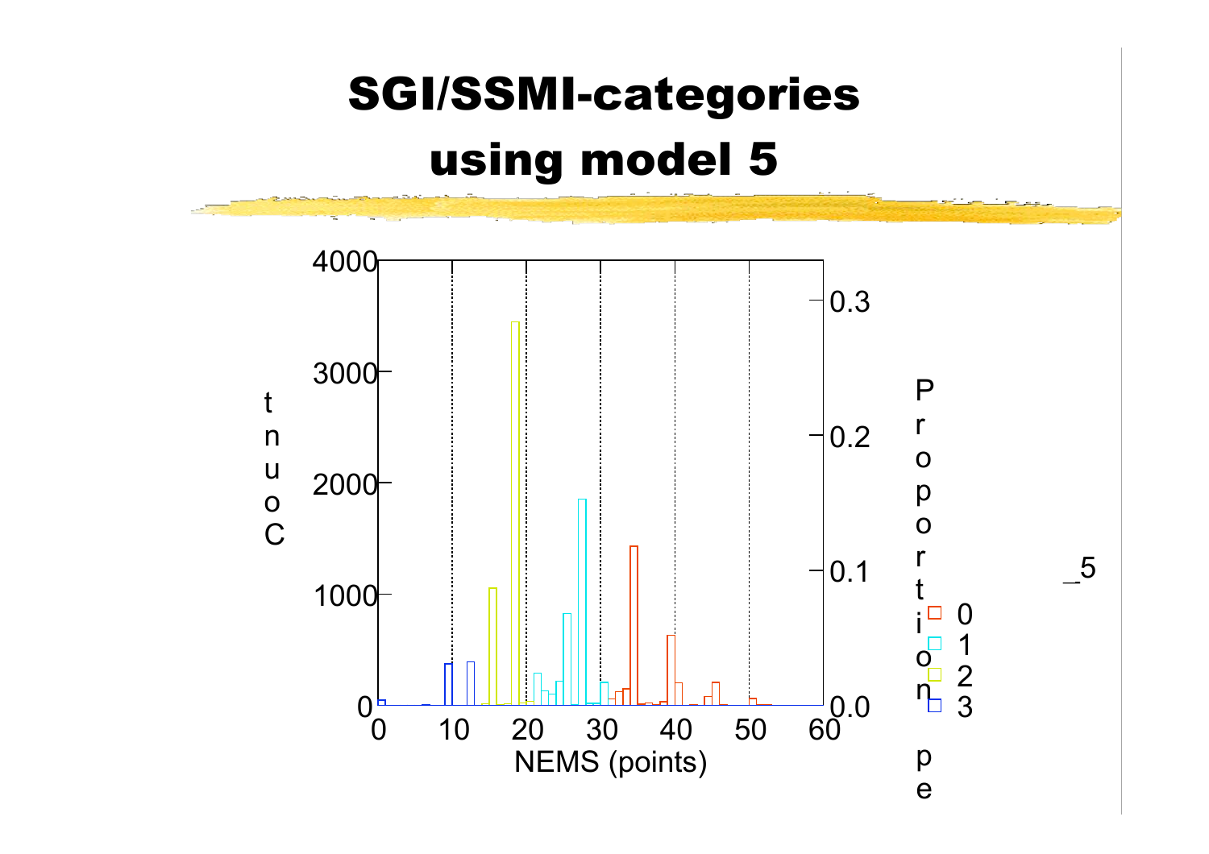# SGI/SSMI-categories using model 5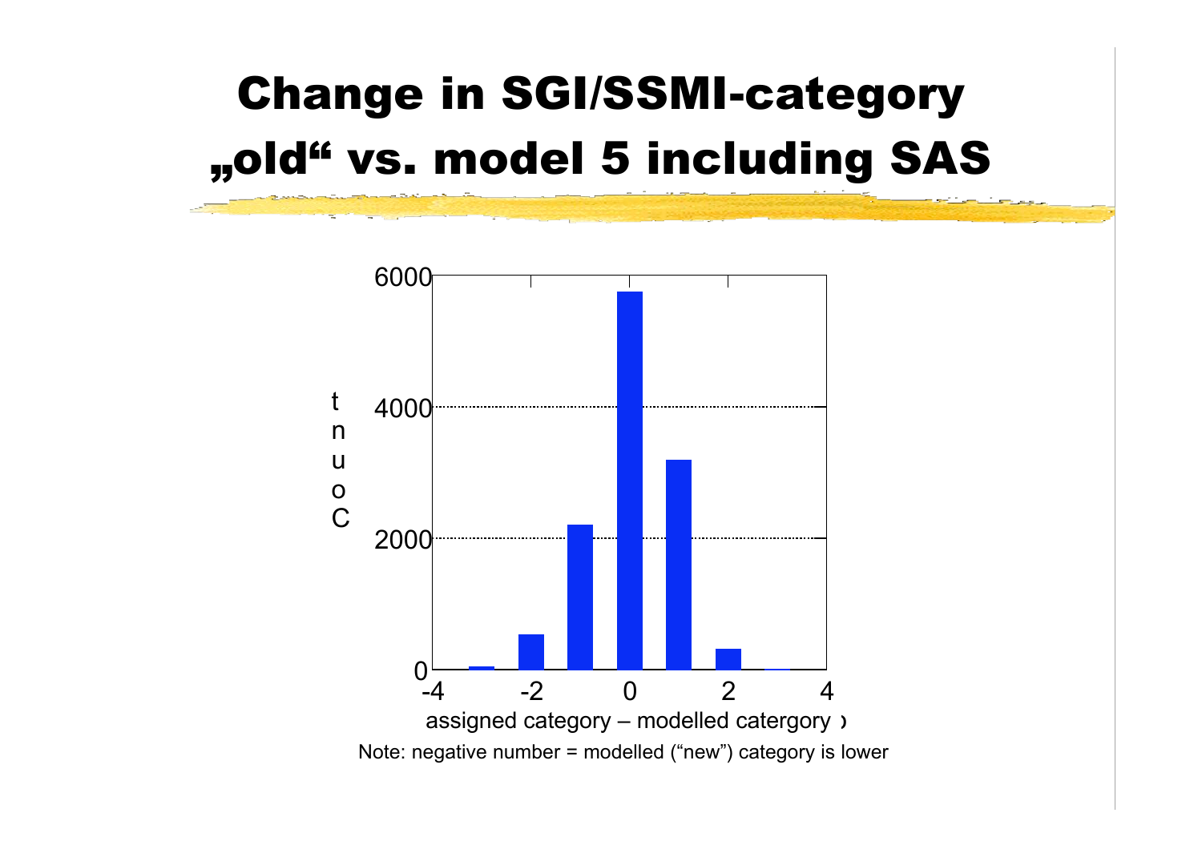# Change in SGI/SSMI-category „old“ vs. model 5 including SAS

| assigned category – modelled category | Count (approx.) |
|---|---|
| -3 | ~50 |
| -2 | ~530 |
| -1 | ~2200 |
| 0 | ~5750 |
| 1 | ~3200 |
| 2 | ~310 |
| 3 | ~10 |

assigned category – modelled catergory

Note: negative number = modelled (“new”) category is lower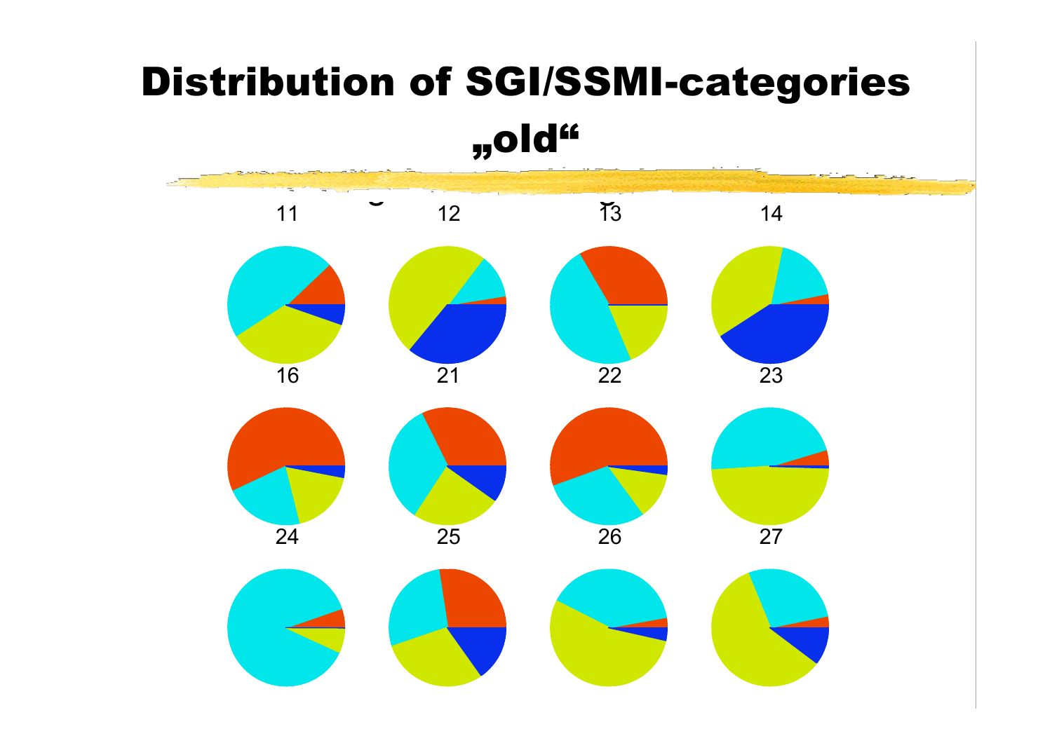# Distribution of SGI/SSMI-categories „old“

11 12 13 14

16 21 22 23

24 25 26 27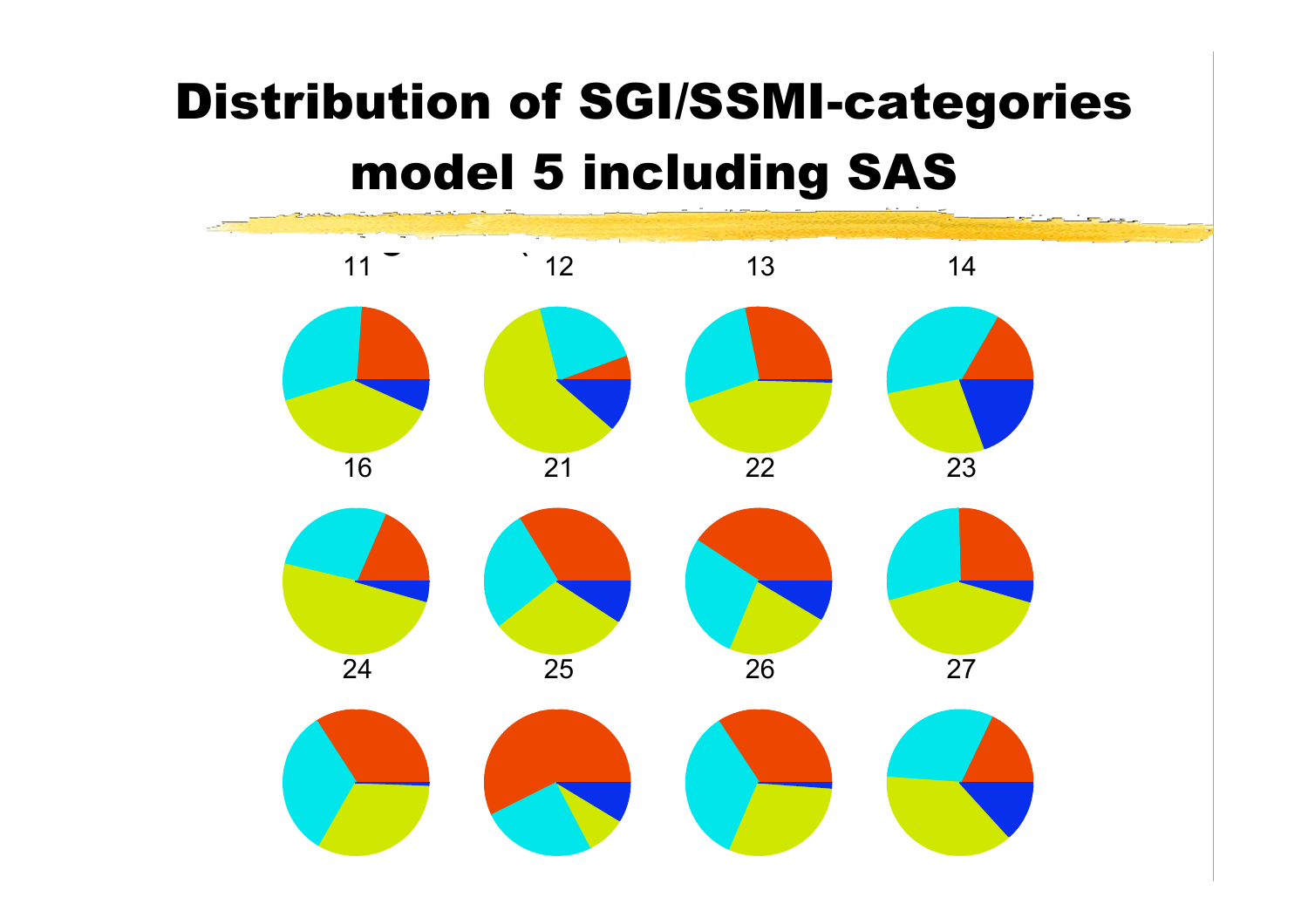# Distribution of SGI/SSMI-categories model 5 including SAS

11 12 13 14

16 21 22 23

24 25 26 27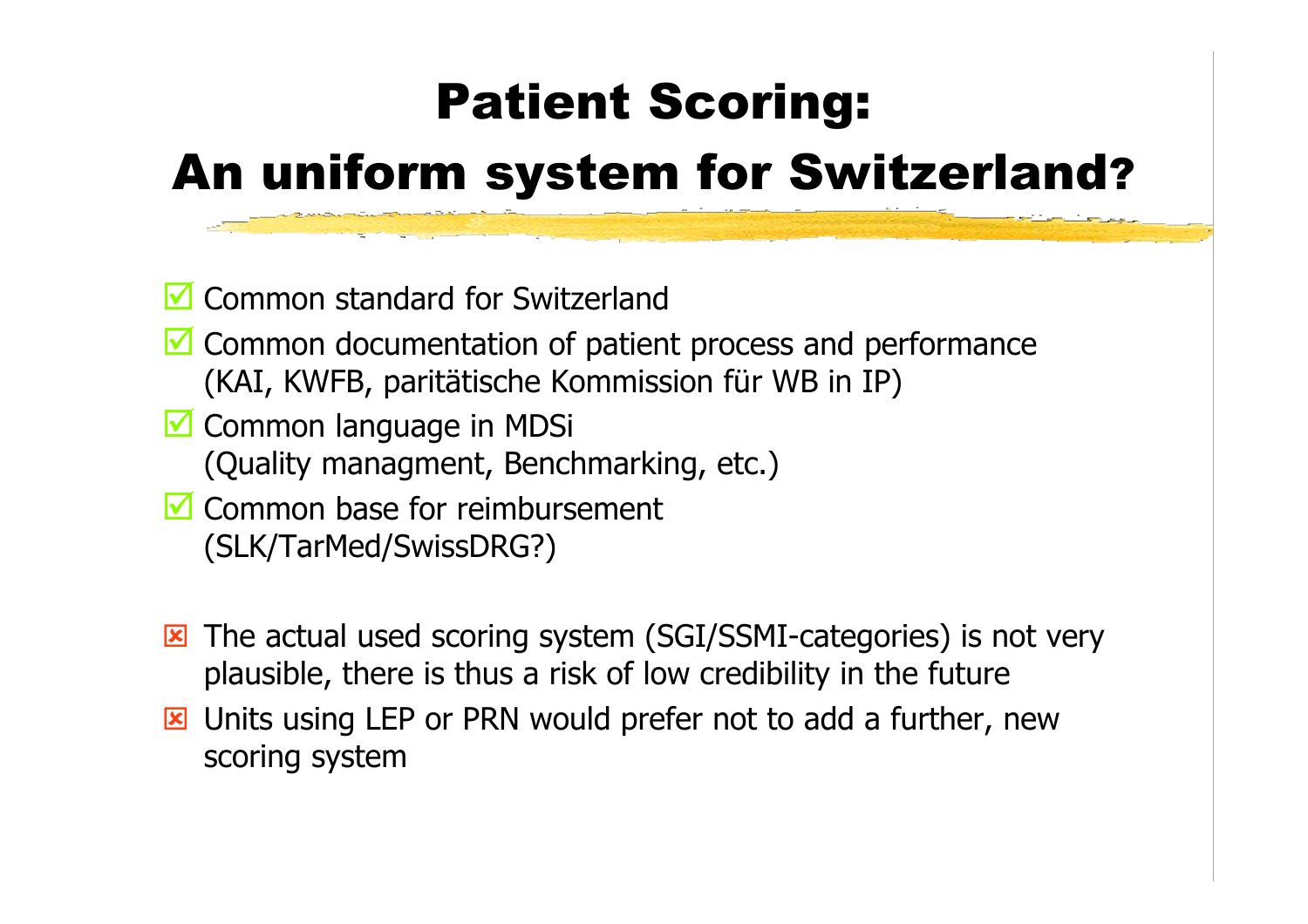# Patient Scoring: An uniform system for Switzerland?

- ☑ Common standard for Switzerland
- ☑ Common documentation of patient process and performance (KAI, KWFB, paritätische Kommission für WB in IP)
- ☑ Common language in MDSi (Quality managment, Benchmarking, etc.)
- ☑ Common base for reimbursement (SLK/TarMed/SwissDRG?)

- ☒ The actual used scoring system (SGI/SSMI-categories) is not very plausible, there is thus a risk of low credibility in the future
- ☒ Units using LEP or PRN would prefer not to add a further, new scoring system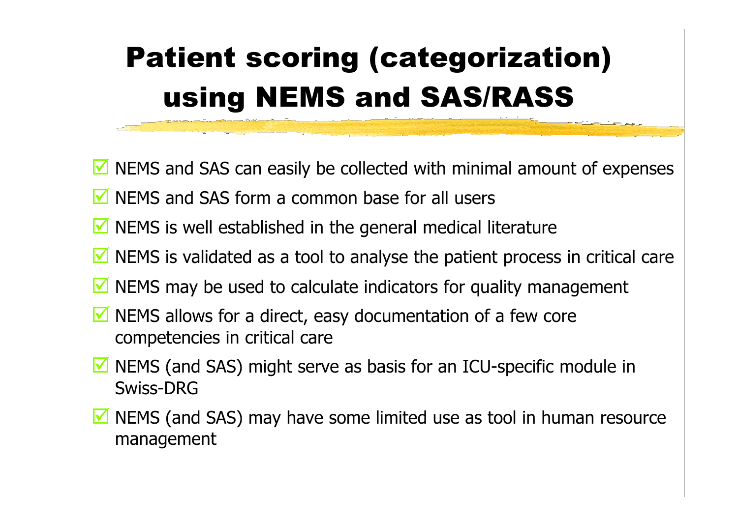# Patient scoring (categorization) using NEMS and SAS/RASS

- ☑ NEMS and SAS can easily be collected with minimal amount of expenses
- ☑ NEMS and SAS form a common base for all users
- ☑ NEMS is well established in the general medical literature
- ☑ NEMS is validated as a tool to analyse the patient process in critical care
- ☑ NEMS may be used to calculate indicators for quality management
- ☑ NEMS allows for a direct, easy documentation of a few core competencies in critical care
- ☑ NEMS (and SAS) might serve as basis for an ICU-specific module in Swiss-DRG
- ☑ NEMS (and SAS) may have some limited use as tool in human resource management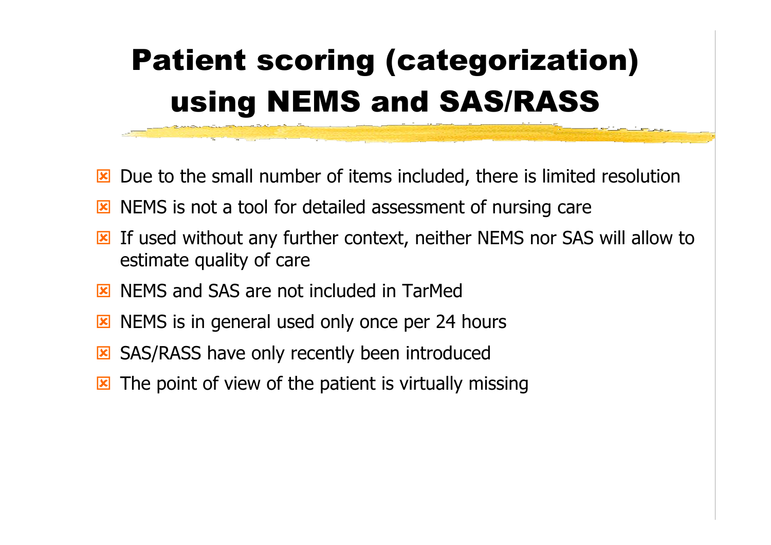# Patient scoring (categorization) using NEMS and SAS/RASS

- Due to the small number of items included, there is limited resolution
- NEMS is not a tool for detailed assessment of nursing care
- If used without any further context, neither NEMS nor SAS will allow to estimate quality of care
- NEMS and SAS are not included in TarMed
- NEMS is in general used only once per 24 hours
- SAS/RASS have only recently been introduced
- The point of view of the patient is virtually missing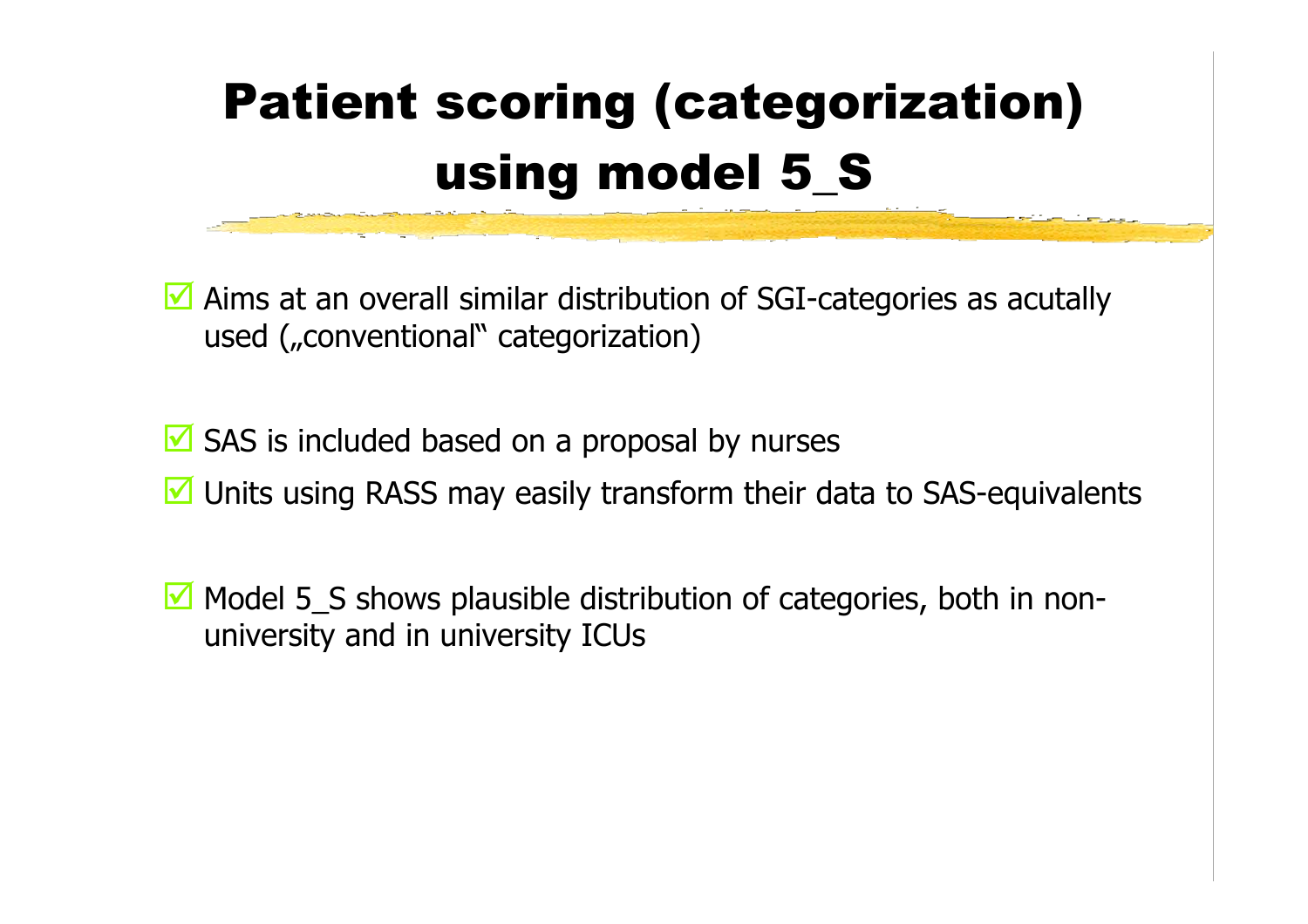# Patient scoring (categorization) using model 5_S

- ☑ Aims at an overall similar distribution of SGI-categories as acutally used („conventional" categorization)

- ☑ SAS is included based on a proposal by nurses
- ☑ Units using RASS may easily transform their data to SAS-equivalents

- ☑ Model 5_S shows plausible distribution of categories, both in non-university and in university ICUs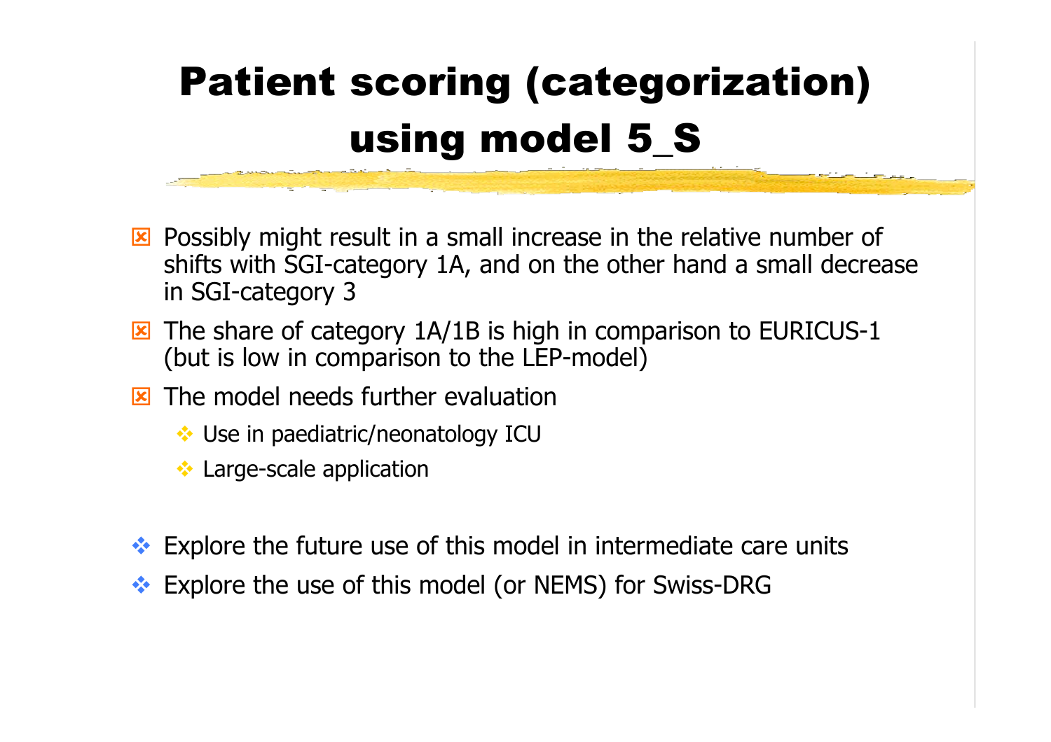# Patient scoring (categorization) using model 5_S

- Possibly might result in a small increase in the relative number of shifts with SGI-category 1A, and on the other hand a small decrease in SGI-category 3
- The share of category 1A/1B is high in comparison to EURICUS-1 (but is low in comparison to the LEP-model)
- The model needs further evaluation
  - Use in paediatric/neonatology ICU
  - Large-scale application

- Explore the future use of this model in intermediate care units
- Explore the use of this model (or NEMS) for Swiss-DRG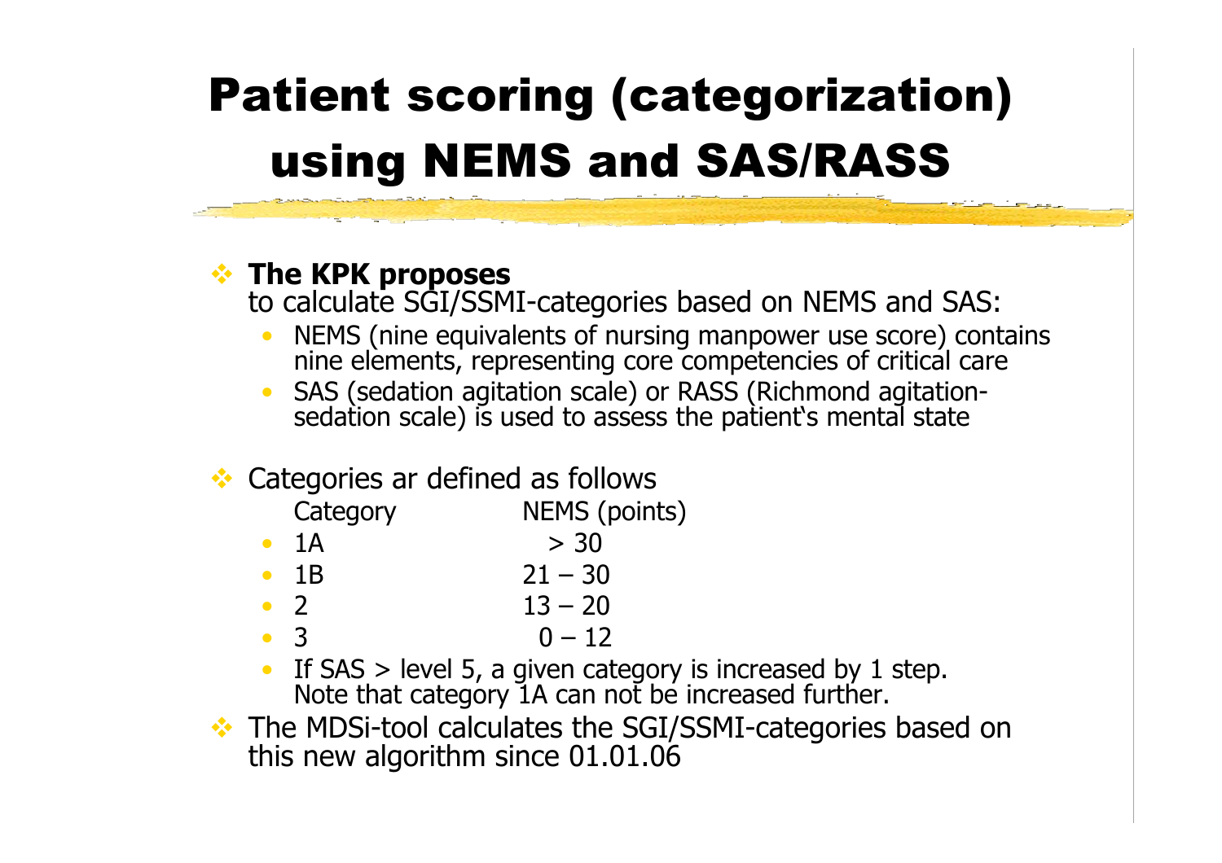# Patient scoring (categorization) using NEMS and SAS/RASS

- **The KPK proposes** to calculate SGI/SSMI-categories based on NEMS and SAS:
  - NEMS (nine equivalents of nursing manpower use score) contains nine elements, representing core competencies of critical care
  - SAS (sedation agitation scale) or RASS (Richmond agitation-sedation scale) is used to assess the patient‘s mental state
- Categories ar defined as follows

| Category | NEMS (points) |
|---|---|
| 1A | > 30 |
| 1B | 21 – 30 |
| 2 | 13 – 20 |
| 3 | 0 – 12 |

  - If SAS > level 5, a given category is increased by 1 step. Note that category 1A can not be increased further.
- The MDSi-tool calculates the SGI/SSMI-categories based on this new algorithm since 01.01.06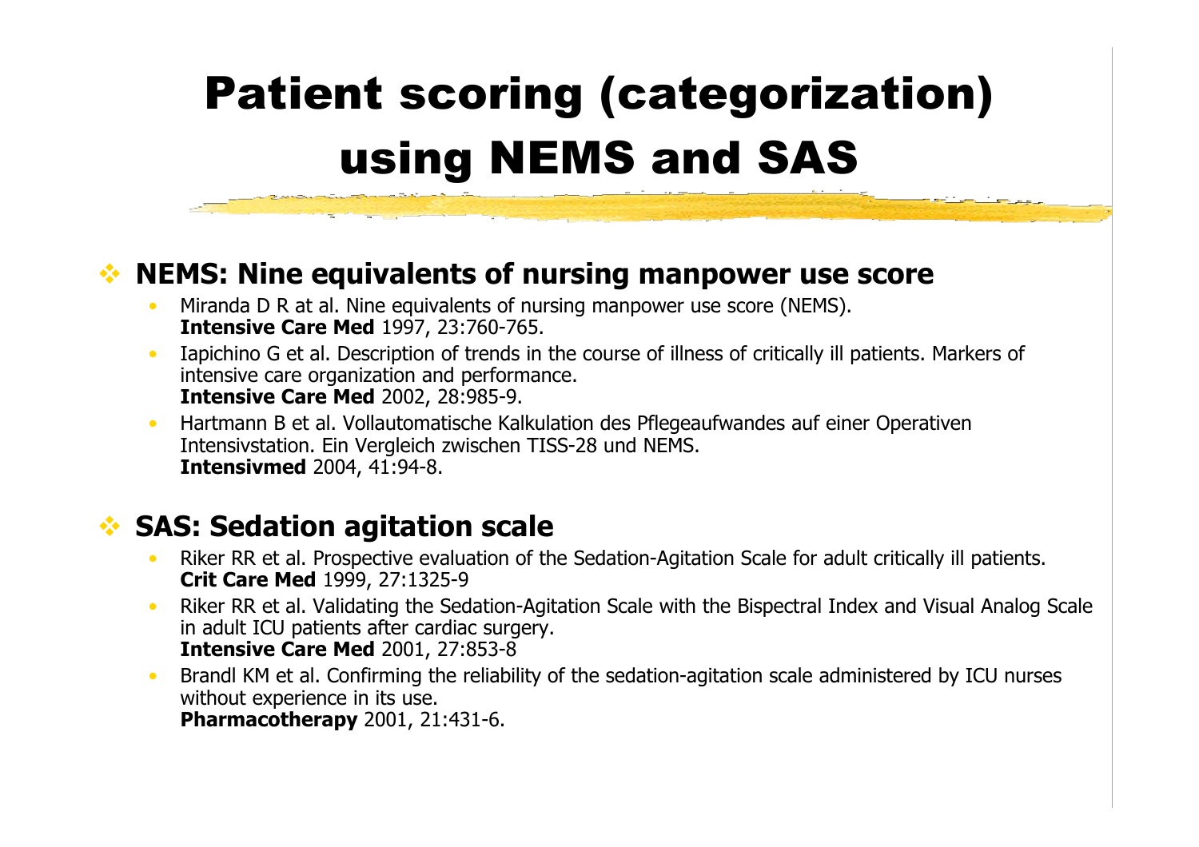# Patient scoring (categorization) using NEMS and SAS

## NEMS: Nine equivalents of nursing manpower use score

- Miranda D R at al. Nine equivalents of nursing manpower use score (NEMS). **Intensive Care Med** 1997, 23:760-765.
- Iapichino G et al. Description of trends in the course of illness of critically ill patients. Markers of intensive care organization and performance. **Intensive Care Med** 2002, 28:985-9.
- Hartmann B et al. Vollautomatische Kalkulation des Pflegeaufwandes auf einer Operativen Intensivstation. Ein Vergleich zwischen TISS-28 und NEMS. **Intensivmed** 2004, 41:94-8.

## SAS: Sedation agitation scale

- Riker RR et al. Prospective evaluation of the Sedation-Agitation Scale for adult critically ill patients. **Crit Care Med** 1999, 27:1325-9
- Riker RR et al. Validating the Sedation-Agitation Scale with the Bispectral Index and Visual Analog Scale in adult ICU patients after cardiac surgery. **Intensive Care Med** 2001, 27:853-8
- Brandl KM et al. Confirming the reliability of the sedation-agitation scale administered by ICU nurses without experience in its use. **Pharmacotherapy** 2001, 21:431-6.